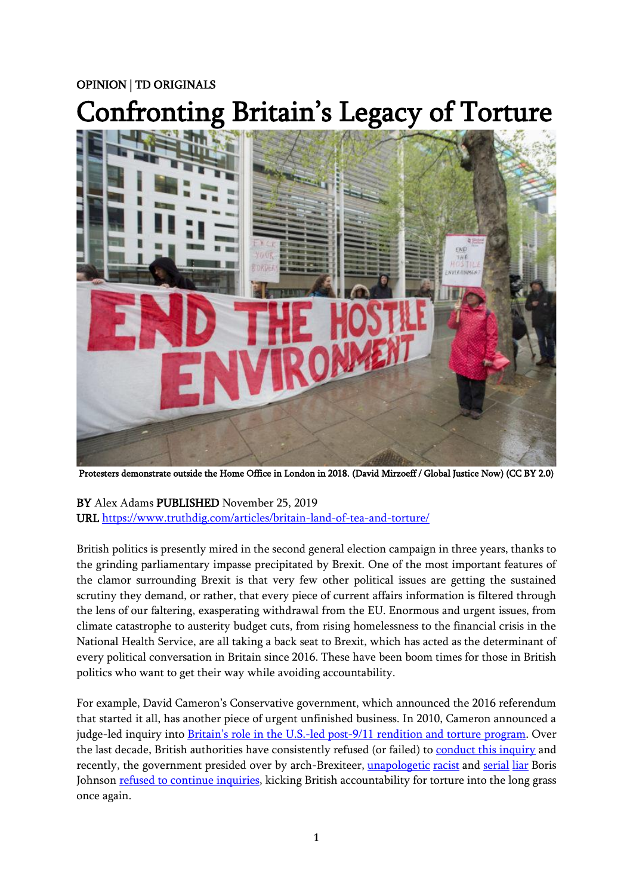OPINION | TD ORIGINALS

# Confronting Britain's Legacy of Torture

Protesters demonstrate outside the Home Office in London in 2018. (David Mirzoeff / Global Justice Now) (CC BY 2.0)

**BY** Alex Adams **PUBLISHED** November 25, 2019
**URL** https://www.truthdig.com/articles/britain-land-of-tea-and-torture/

British politics is presently mired in the second general election campaign in three years, thanks to the grinding parliamentary impasse precipitated by Brexit. One of the most important features of the clamor surrounding Brexit is that very few other political issues are getting the sustained scrutiny they demand, or rather, that every piece of current affairs information is filtered through the lens of our faltering, exasperating withdrawal from the EU. Enormous and urgent issues, from climate catastrophe to austerity budget cuts, from rising homelessness to the financial crisis in the National Health Service, are all taking a back seat to Brexit, which has acted as the determinant of every political conversation in Britain since 2016. These have been boom times for those in British politics who want to get their way while avoiding accountability.

For example, David Cameron's Conservative government, which announced the 2016 referendum that started it all, has another piece of urgent unfinished business. In 2010, Cameron announced a judge-led inquiry into Britain's role in the U.S.-led post-9/11 rendition and torture program. Over the last decade, British authorities have consistently refused (or failed) to conduct this inquiry and recently, the government presided over by arch-Brexiteer, unapologetic racist and serial liar Boris Johnson refused to continue inquiries, kicking British accountability for torture into the long grass once again.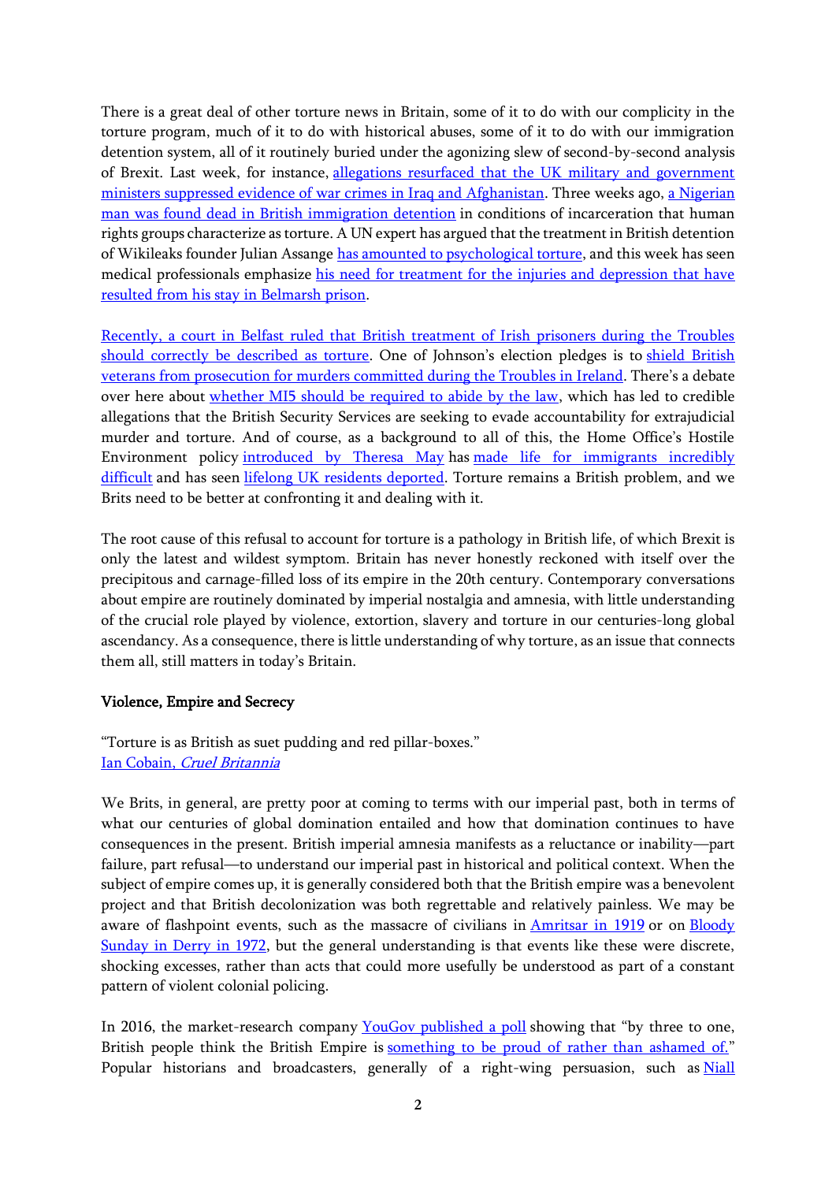There is a great deal of other torture news in Britain, some of it to do with our complicity in the torture program, much of it to do with historical abuses, some of it to do with our immigration detention system, all of it routinely buried under the agonizing slew of second-by-second analysis of Brexit. Last week, for instance, allegations resurfaced that the UK military and government ministers suppressed evidence of war crimes in Iraq and Afghanistan. Three weeks ago, a Nigerian man was found dead in British immigration detention in conditions of incarceration that human rights groups characterize as torture. A UN expert has argued that the treatment in British detention of Wikileaks founder Julian Assange has amounted to psychological torture, and this week has seen medical professionals emphasize his need for treatment for the injuries and depression that have resulted from his stay in Belmarsh prison.

Recently, a court in Belfast ruled that British treatment of Irish prisoners during the Troubles should correctly be described as torture. One of Johnson's election pledges is to shield British veterans from prosecution for murders committed during the Troubles in Ireland. There's a debate over here about whether MI5 should be required to abide by the law, which has led to credible allegations that the British Security Services are seeking to evade accountability for extrajudicial murder and torture. And of course, as a background to all of this, the Home Office's Hostile Environment policy introduced by Theresa May has made life for immigrants incredibly difficult and has seen lifelong UK residents deported. Torture remains a British problem, and we Brits need to be better at confronting it and dealing with it.

The root cause of this refusal to account for torture is a pathology in British life, of which Brexit is only the latest and wildest symptom. Britain has never honestly reckoned with itself over the precipitous and carnage-filled loss of its empire in the 20th century. Contemporary conversations about empire are routinely dominated by imperial nostalgia and amnesia, with little understanding of the crucial role played by violence, extortion, slavery and torture in our centuries-long global ascendancy. As a consequence, there is little understanding of why torture, as an issue that connects them all, still matters in today's Britain.

### Violence, Empire and Secrecy

"Torture is as British as suet pudding and red pillar-boxes."
Ian Cobain, *Cruel Britannia*

We Brits, in general, are pretty poor at coming to terms with our imperial past, both in terms of what our centuries of global domination entailed and how that domination continues to have consequences in the present. British imperial amnesia manifests as a reluctance or inability—part failure, part refusal—to understand our imperial past in historical and political context. When the subject of empire comes up, it is generally considered both that the British empire was a benevolent project and that British decolonization was both regrettable and relatively painless. We may be aware of flashpoint events, such as the massacre of civilians in Amritsar in 1919 or on Bloody Sunday in Derry in 1972, but the general understanding is that events like these were discrete, shocking excesses, rather than acts that could more usefully be understood as part of a constant pattern of violent colonial policing.

In 2016, the market-research company YouGov published a poll showing that "by three to one, British people think the British Empire is something to be proud of rather than ashamed of." Popular historians and broadcasters, generally of a right-wing persuasion, such as Niall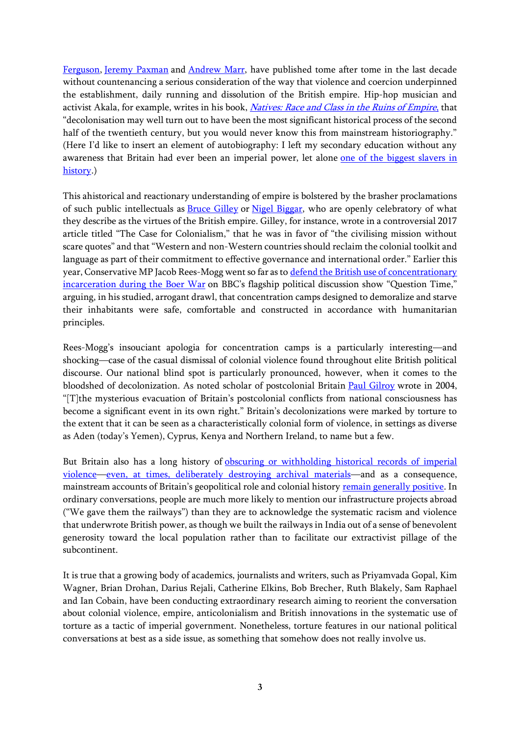Ferguson, Jeremy Paxman and Andrew Marr, have published tome after tome in the last decade without countenancing a serious consideration of the way that violence and coercion underpinned the establishment, daily running and dissolution of the British empire. Hip-hop musician and activist Akala, for example, writes in his book, *Natives: Race and Class in the Ruins of Empire*, that "decolonisation may well turn out to have been the most significant historical process of the second half of the twentieth century, but you would never know this from mainstream historiography." (Here I'd like to insert an element of autobiography: I left my secondary education without any awareness that Britain had ever been an imperial power, let alone one of the biggest slavers in history.)

This ahistorical and reactionary understanding of empire is bolstered by the brasher proclamations of such public intellectuals as Bruce Gilley or Nigel Biggar, who are openly celebratory of what they describe as the virtues of the British empire. Gilley, for instance, wrote in a controversial 2017 article titled "The Case for Colonialism," that he was in favor of "the civilising mission without scare quotes" and that "Western and non-Western countries should reclaim the colonial toolkit and language as part of their commitment to effective governance and international order." Earlier this year, Conservative MP Jacob Rees-Mogg went so far as to defend the British use of concentrationary incarceration during the Boer War on BBC's flagship political discussion show "Question Time," arguing, in his studied, arrogant drawl, that concentration camps designed to demoralize and starve their inhabitants were safe, comfortable and constructed in accordance with humanitarian principles.

Rees-Mogg's insouciant apologia for concentration camps is a particularly interesting—and shocking—case of the casual dismissal of colonial violence found throughout elite British political discourse. Our national blind spot is particularly pronounced, however, when it comes to the bloodshed of decolonization. As noted scholar of postcolonial Britain Paul Gilroy wrote in 2004, "[T]he mysterious evacuation of Britain's postcolonial conflicts from national consciousness has become a significant event in its own right." Britain's decolonizations were marked by torture to the extent that it can be seen as a characteristically colonial form of violence, in settings as diverse as Aden (today's Yemen), Cyprus, Kenya and Northern Ireland, to name but a few.

But Britain also has a long history of obscuring or withholding historical records of imperial violence—even, at times, deliberately destroying archival materials—and as a consequence, mainstream accounts of Britain's geopolitical role and colonial history remain generally positive. In ordinary conversations, people are much more likely to mention our infrastructure projects abroad ("We gave them the railways") than they are to acknowledge the systematic racism and violence that underwrote British power, as though we built the railways in India out of a sense of benevolent generosity toward the local population rather than to facilitate our extractivist pillage of the subcontinent.

It is true that a growing body of academics, journalists and writers, such as Priyamvada Gopal, Kim Wagner, Brian Drohan, Darius Rejali, Catherine Elkins, Bob Brecher, Ruth Blakely, Sam Raphael and Ian Cobain, have been conducting extraordinary research aiming to reorient the conversation about colonial violence, empire, anticolonialism and British innovations in the systematic use of torture as a tactic of imperial government. Nonetheless, torture features in our national political conversations at best as a side issue, as something that somehow does not really involve us.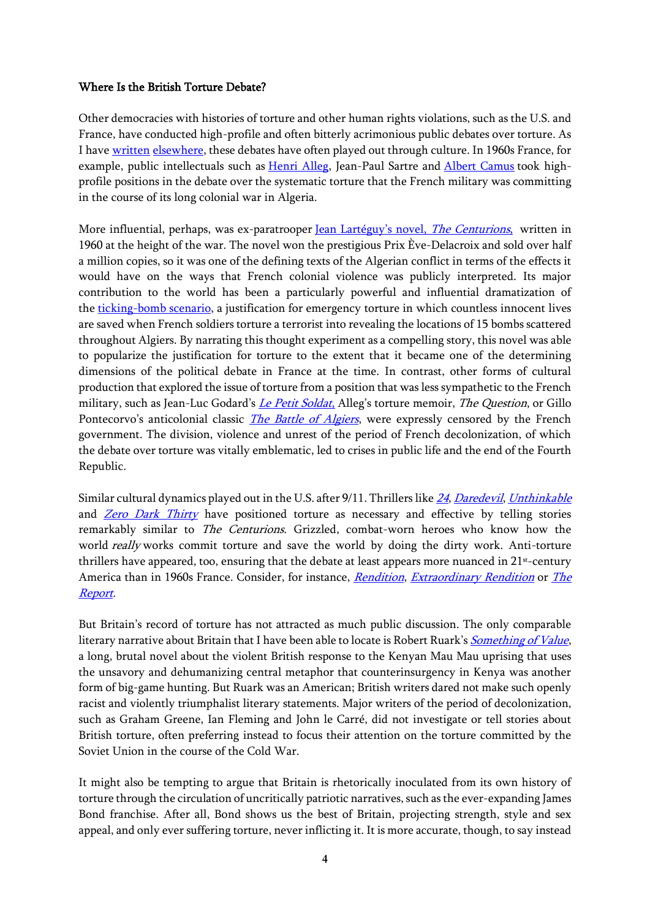## Where Is the British Torture Debate?

Other democracies with histories of torture and other human rights violations, such as the U.S. and France, have conducted high-profile and often bitterly acrimonious public debates over torture. As I have written elsewhere, these debates have often played out through culture. In 1960s France, for example, public intellectuals such as Henri Alleg, Jean-Paul Sartre and Albert Camus took high-profile positions in the debate over the systematic torture that the French military was committing in the course of its long colonial war in Algeria.

More influential, perhaps, was ex-paratrooper Jean Lartéguy's novel, *The Centurions*, written in 1960 at the height of the war. The novel won the prestigious Prix Ève-Delacroix and sold over half a million copies, so it was one of the defining texts of the Algerian conflict in terms of the effects it would have on the ways that French colonial violence was publicly interpreted. Its major contribution to the world has been a particularly powerful and influential dramatization of the ticking-bomb scenario, a justification for emergency torture in which countless innocent lives are saved when French soldiers torture a terrorist into revealing the locations of 15 bombs scattered throughout Algiers. By narrating this thought experiment as a compelling story, this novel was able to popularize the justification for torture to the extent that it became one of the determining dimensions of the political debate in France at the time. In contrast, other forms of cultural production that explored the issue of torture from a position that was less sympathetic to the French military, such as Jean-Luc Godard's *Le Petit Soldat*, Alleg's torture memoir, *The Question*, or Gillo Pontecorvo's anticolonial classic *The Battle of Algiers*, were expressly censored by the French government. The division, violence and unrest of the period of French decolonization, of which the debate over torture was vitally emblematic, led to crises in public life and the end of the Fourth Republic.

Similar cultural dynamics played out in the U.S. after 9/11. Thrillers like *24*, *Daredevil*, *Unthinkable* and *Zero Dark Thirty* have positioned torture as necessary and effective by telling stories remarkably similar to *The Centurions*. Grizzled, combat-worn heroes who know how the world *really* works commit torture and save the world by doing the dirty work. Anti-torture thrillers have appeared, too, ensuring that the debate at least appears more nuanced in 21st-century America than in 1960s France. Consider, for instance, *Rendition*, *Extraordinary Rendition* or *The Report*.

But Britain's record of torture has not attracted as much public discussion. The only comparable literary narrative about Britain that I have been able to locate is Robert Ruark's *Something of Value*, a long, brutal novel about the violent British response to the Kenyan Mau Mau uprising that uses the unsavory and dehumanizing central metaphor that counterinsurgency in Kenya was another form of big-game hunting. But Ruark was an American; British writers dared not make such openly racist and violently triumphalist literary statements. Major writers of the period of decolonization, such as Graham Greene, Ian Fleming and John le Carré, did not investigate or tell stories about British torture, often preferring instead to focus their attention on the torture committed by the Soviet Union in the course of the Cold War.

It might also be tempting to argue that Britain is rhetorically inoculated from its own history of torture through the circulation of uncritically patriotic narratives, such as the ever-expanding James Bond franchise. After all, Bond shows us the best of Britain, projecting strength, style and sex appeal, and only ever suffering torture, never inflicting it. It is more accurate, though, to say instead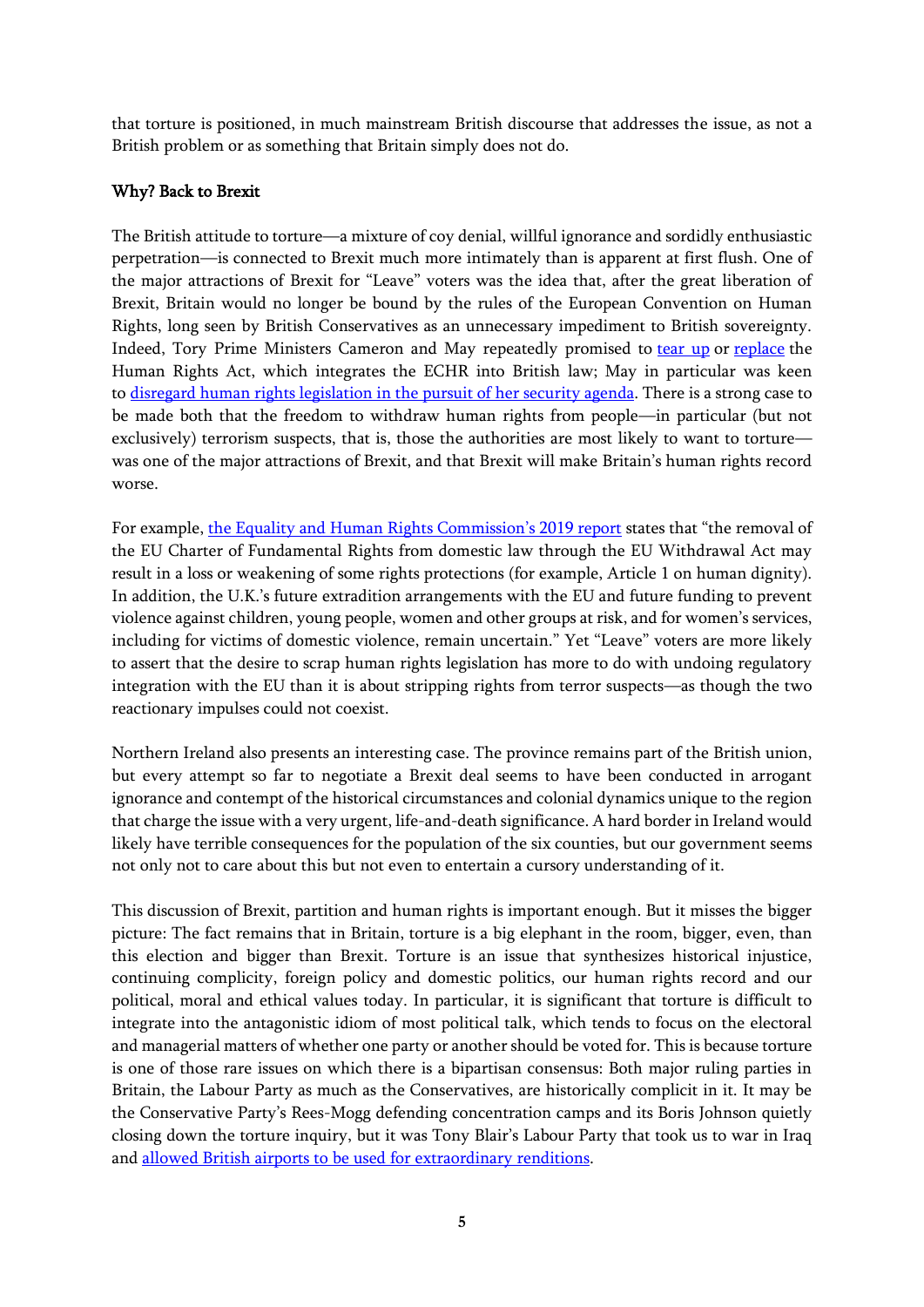that torture is positioned, in much mainstream British discourse that addresses the issue, as not a British problem or as something that Britain simply does not do.

**Why? Back to Brexit**

The British attitude to torture—a mixture of coy denial, willful ignorance and sordidly enthusiastic perpetration—is connected to Brexit much more intimately than is apparent at first flush. One of the major attractions of Brexit for "Leave" voters was the idea that, after the great liberation of Brexit, Britain would no longer be bound by the rules of the European Convention on Human Rights, long seen by British Conservatives as an unnecessary impediment to British sovereignty. Indeed, Tory Prime Ministers Cameron and May repeatedly promised to tear up or replace the Human Rights Act, which integrates the ECHR into British law; May in particular was keen to disregard human rights legislation in the pursuit of her security agenda. There is a strong case to be made both that the freedom to withdraw human rights from people—in particular (but not exclusively) terrorism suspects, that is, those the authorities are most likely to want to torture—was one of the major attractions of Brexit, and that Brexit will make Britain's human rights record worse.

For example, the Equality and Human Rights Commission's 2019 report states that "the removal of the EU Charter of Fundamental Rights from domestic law through the EU Withdrawal Act may result in a loss or weakening of some rights protections (for example, Article 1 on human dignity). In addition, the U.K.'s future extradition arrangements with the EU and future funding to prevent violence against children, young people, women and other groups at risk, and for women's services, including for victims of domestic violence, remain uncertain." Yet "Leave" voters are more likely to assert that the desire to scrap human rights legislation has more to do with undoing regulatory integration with the EU than it is about stripping rights from terror suspects—as though the two reactionary impulses could not coexist.

Northern Ireland also presents an interesting case. The province remains part of the British union, but every attempt so far to negotiate a Brexit deal seems to have been conducted in arrogant ignorance and contempt of the historical circumstances and colonial dynamics unique to the region that charge the issue with a very urgent, life-and-death significance. A hard border in Ireland would likely have terrible consequences for the population of the six counties, but our government seems not only not to care about this but not even to entertain a cursory understanding of it.

This discussion of Brexit, partition and human rights is important enough. But it misses the bigger picture: The fact remains that in Britain, torture is a big elephant in the room, bigger, even, than this election and bigger than Brexit. Torture is an issue that synthesizes historical injustice, continuing complicity, foreign policy and domestic politics, our human rights record and our political, moral and ethical values today. In particular, it is significant that torture is difficult to integrate into the antagonistic idiom of most political talk, which tends to focus on the electoral and managerial matters of whether one party or another should be voted for. This is because torture is one of those rare issues on which there is a bipartisan consensus: Both major ruling parties in Britain, the Labour Party as much as the Conservatives, are historically complicit in it. It may be the Conservative Party's Rees-Mogg defending concentration camps and its Boris Johnson quietly closing down the torture inquiry, but it was Tony Blair's Labour Party that took us to war in Iraq and allowed British airports to be used for extraordinary renditions.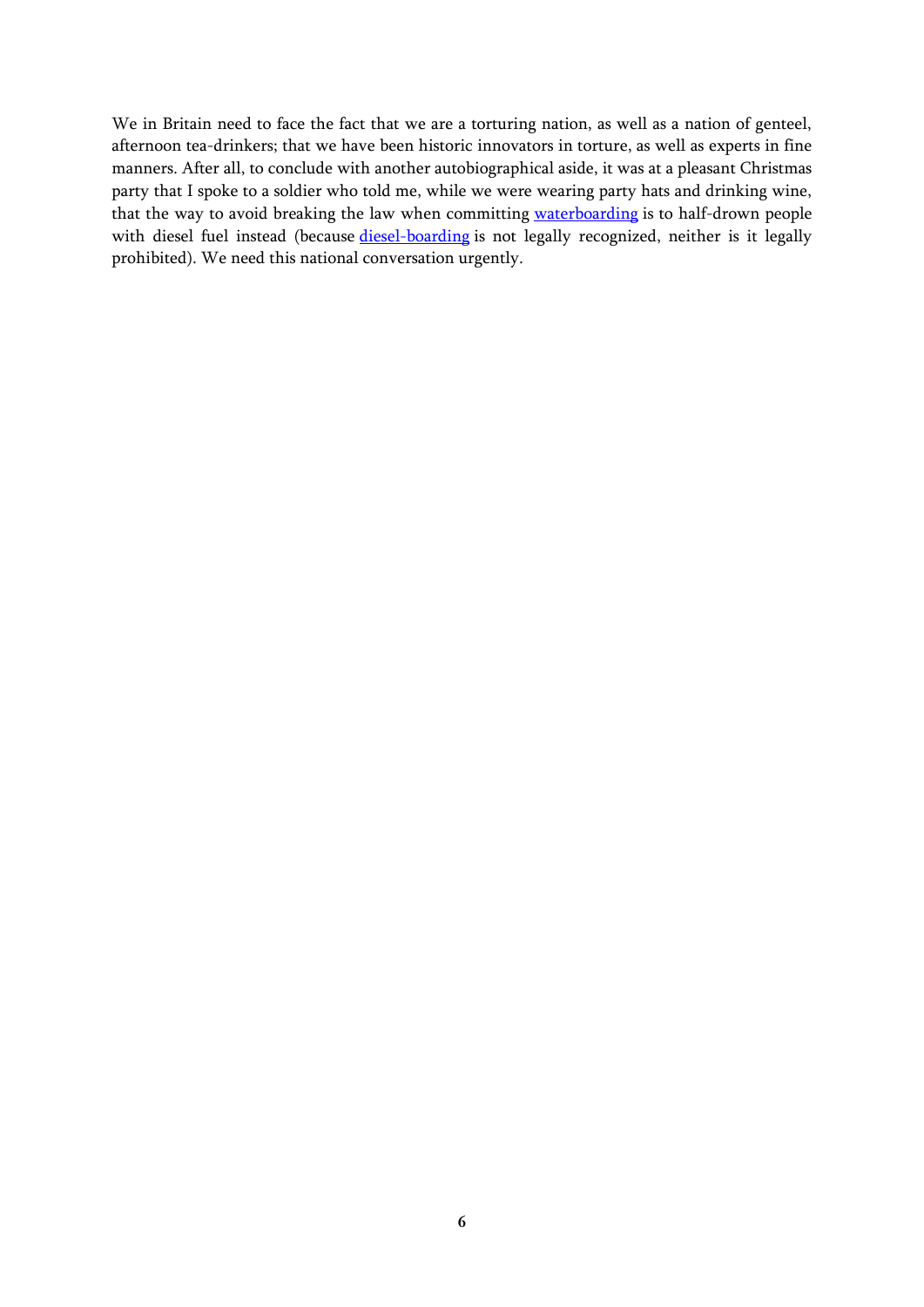We in Britain need to face the fact that we are a torturing nation, as well as a nation of genteel, afternoon tea-drinkers; that we have been historic innovators in torture, as well as experts in fine manners. After all, to conclude with another autobiographical aside, it was at a pleasant Christmas party that I spoke to a soldier who told me, while we were wearing party hats and drinking wine, that the way to avoid breaking the law when committing waterboarding is to half-drown people with diesel fuel instead (because diesel-boarding is not legally recognized, neither is it legally prohibited). We need this national conversation urgently.